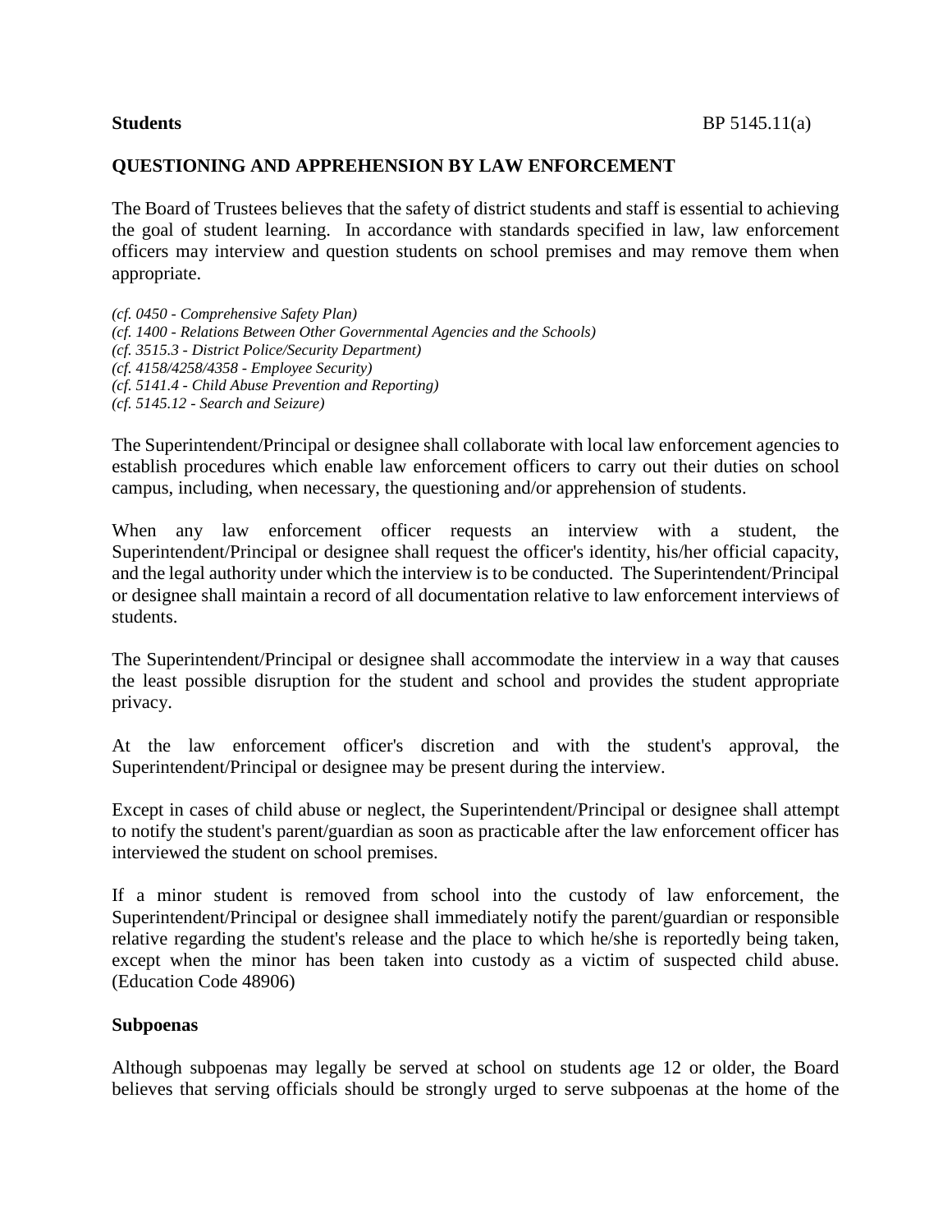**Students** BP 5145.11(a)

## QUESTIONING AND APPREHENSION BY LAW ENFORCEMENT

The Board of Trustees believes that the safety of district students and staff is essential to achieving the goal of student learning. In accordance with standards specified in law, law enforcement officers may interview and question students on school premises and may remove them when appropriate.

*(cf. 0450 - Comprehensive Safety Plan)*
*(cf. 1400 - Relations Between Other Governmental Agencies and the Schools)*
*(cf. 3515.3 - District Police/Security Department)*
*(cf. 4158/4258/4358 - Employee Security)*
*(cf. 5141.4 - Child Abuse Prevention and Reporting)*
*(cf. 5145.12 - Search and Seizure)*

The Superintendent/Principal or designee shall collaborate with local law enforcement agencies to establish procedures which enable law enforcement officers to carry out their duties on school campus, including, when necessary, the questioning and/or apprehension of students.

When any law enforcement officer requests an interview with a student, the Superintendent/Principal or designee shall request the officer's identity, his/her official capacity, and the legal authority under which the interview is to be conducted. The Superintendent/Principal or designee shall maintain a record of all documentation relative to law enforcement interviews of students.

The Superintendent/Principal or designee shall accommodate the interview in a way that causes the least possible disruption for the student and school and provides the student appropriate privacy.

At the law enforcement officer's discretion and with the student's approval, the Superintendent/Principal or designee may be present during the interview.

Except in cases of child abuse or neglect, the Superintendent/Principal or designee shall attempt to notify the student's parent/guardian as soon as practicable after the law enforcement officer has interviewed the student on school premises.

If a minor student is removed from school into the custody of law enforcement, the Superintendent/Principal or designee shall immediately notify the parent/guardian or responsible relative regarding the student's release and the place to which he/she is reportedly being taken, except when the minor has been taken into custody as a victim of suspected child abuse. (Education Code 48906)

**Subpoenas**

Although subpoenas may legally be served at school on students age 12 or older, the Board believes that serving officials should be strongly urged to serve subpoenas at the home of the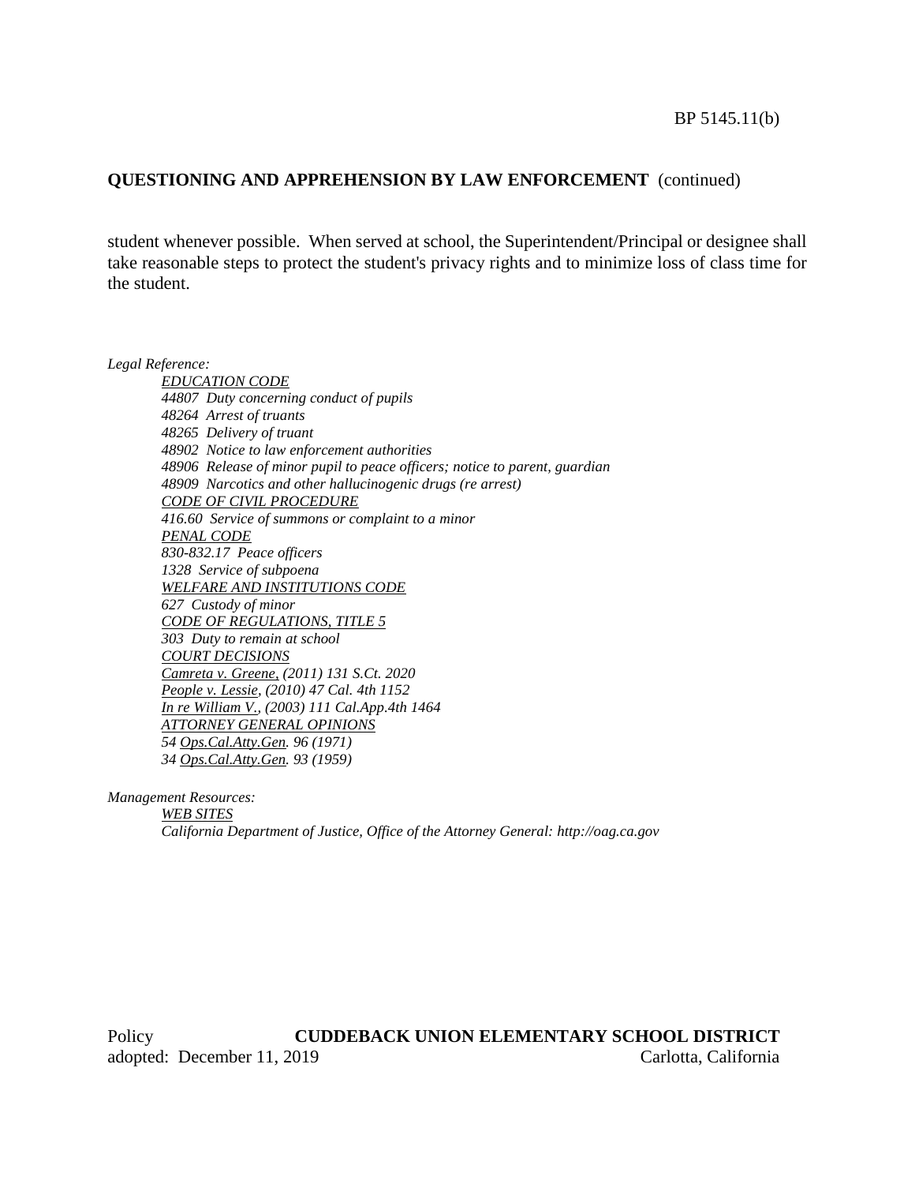student whenever possible. When served at school, the Superintendent/Principal or designee shall take reasonable steps to protect the student's privacy rights and to minimize loss of class time for the student.

*Legal Reference:*

*EDUCATION CODE*
*44807 Duty concerning conduct of pupils*
*48264 Arrest of truants*
*48265 Delivery of truant*
*48902 Notice to law enforcement authorities*
*48906 Release of minor pupil to peace officers; notice to parent, guardian*
*48909 Narcotics and other hallucinogenic drugs (re arrest)*

*CODE OF CIVIL PROCEDURE*
*416.60 Service of summons or complaint to a minor*

*PENAL CODE*
*830-832.17 Peace officers*
*1328 Service of subpoena*

*WELFARE AND INSTITUTIONS CODE*
*627 Custody of minor*

*CODE OF REGULATIONS, TITLE 5*
*303 Duty to remain at school*

*COURT DECISIONS*
*Camreta v. Greene, (2011) 131 S.Ct. 2020*
*People v. Lessie, (2010) 47 Cal. 4th 1152*
*In re William V., (2003) 111 Cal.App.4th 1464*

*ATTORNEY GENERAL OPINIONS*
*54 Ops.Cal.Atty.Gen. 96 (1971)*
*34 Ops.Cal.Atty.Gen. 93 (1959)*

*Management Resources:*

*WEB SITES*
*California Department of Justice, Office of the Attorney General: http://oag.ca.gov*

Policy **CUDDEBACK UNION ELEMENTARY SCHOOL DISTRICT**
adopted: December 11, 2019 Carlotta, California